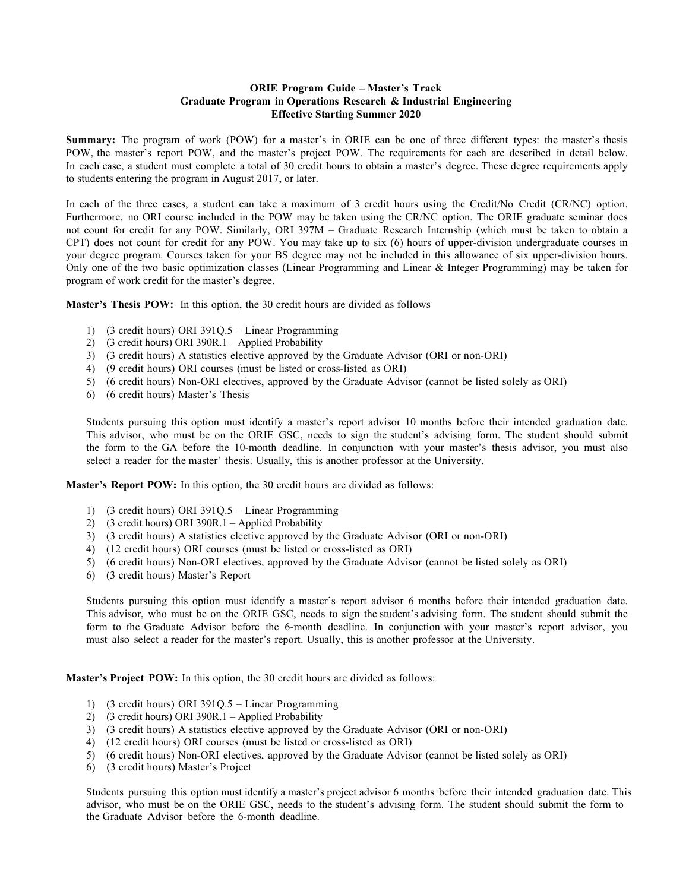**ORIE Program Guide – Master's Track**
**Graduate Program in Operations Research & Industrial Engineering**
**Effective Starting Summer 2020**

**Summary:** The program of work (POW) for a master's in ORIE can be one of three different types: the master's thesis POW, the master's report POW, and the master's project POW. The requirements for each are described in detail below. In each case, a student must complete a total of 30 credit hours to obtain a master's degree. These degree requirements apply to students entering the program in August 2017, or later.

In each of the three cases, a student can take a maximum of 3 credit hours using the Credit/No Credit (CR/NC) option. Furthermore, no ORI course included in the POW may be taken using the CR/NC option. The ORIE graduate seminar does not count for credit for any POW. Similarly, ORI 397M – Graduate Research Internship (which must be taken to obtain a CPT) does not count for credit for any POW. You may take up to six (6) hours of upper-division undergraduate courses in your degree program. Courses taken for your BS degree may not be included in this allowance of six upper-division hours. Only one of the two basic optimization classes (Linear Programming and Linear & Integer Programming) may be taken for program of work credit for the master's degree.

**Master's Thesis POW:** In this option, the 30 credit hours are divided as follows

1) (3 credit hours) ORI 391Q.5 – Linear Programming
2) (3 credit hours) ORI 390R.1 – Applied Probability
3) (3 credit hours) A statistics elective approved by the Graduate Advisor (ORI or non-ORI)
4) (9 credit hours) ORI courses (must be listed or cross-listed as ORI)
5) (6 credit hours) Non-ORI electives, approved by the Graduate Advisor (cannot be listed solely as ORI)
6) (6 credit hours) Master's Thesis

Students pursuing this option must identify a master's report advisor 10 months before their intended graduation date. This advisor, who must be on the ORIE GSC, needs to sign the student's advising form. The student should submit the form to the GA before the 10-month deadline. In conjunction with your master's thesis advisor, you must also select a reader for the master' thesis. Usually, this is another professor at the University.

**Master's Report POW:** In this option, the 30 credit hours are divided as follows:

1) (3 credit hours) ORI 391Q.5 – Linear Programming
2) (3 credit hours) ORI 390R.1 – Applied Probability
3) (3 credit hours) A statistics elective approved by the Graduate Advisor (ORI or non-ORI)
4) (12 credit hours) ORI courses (must be listed or cross-listed as ORI)
5) (6 credit hours) Non-ORI electives, approved by the Graduate Advisor (cannot be listed solely as ORI)
6) (3 credit hours) Master's Report

Students pursuing this option must identify a master's report advisor 6 months before their intended graduation date. This advisor, who must be on the ORIE GSC, needs to sign the student's advising form. The student should submit the form to the Graduate Advisor before the 6-month deadline. In conjunction with your master's report advisor, you must also select a reader for the master's report. Usually, this is another professor at the University.

**Master's Project POW:** In this option, the 30 credit hours are divided as follows:

1) (3 credit hours) ORI 391Q.5 – Linear Programming
2) (3 credit hours) ORI 390R.1 – Applied Probability
3) (3 credit hours) A statistics elective approved by the Graduate Advisor (ORI or non-ORI)
4) (12 credit hours) ORI courses (must be listed or cross-listed as ORI)
5) (6 credit hours) Non-ORI electives, approved by the Graduate Advisor (cannot be listed solely as ORI)
6) (3 credit hours) Master's Project

Students pursuing this option must identify a master's project advisor 6 months before their intended graduation date. This advisor, who must be on the ORIE GSC, needs to the student's advising form. The student should submit the form to the Graduate Advisor before the 6-month deadline.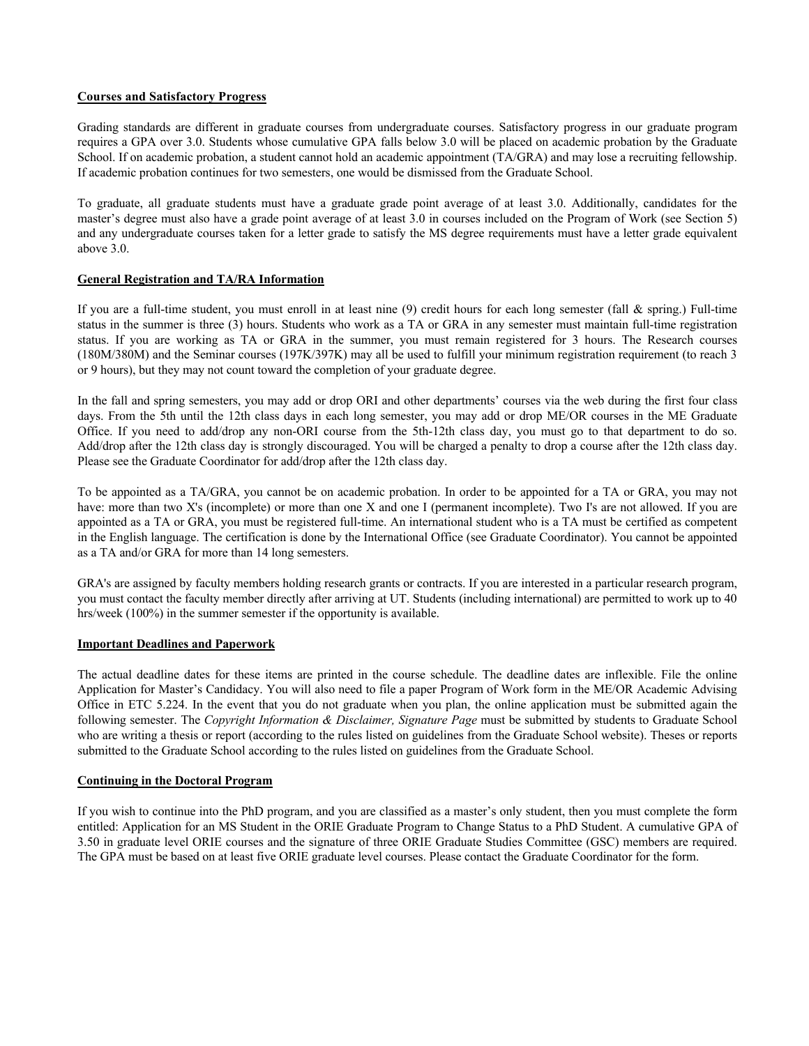**Courses and Satisfactory Progress**

Grading standards are different in graduate courses from undergraduate courses. Satisfactory progress in our graduate program requires a GPA over 3.0. Students whose cumulative GPA falls below 3.0 will be placed on academic probation by the Graduate School. If on academic probation, a student cannot hold an academic appointment (TA/GRA) and may lose a recruiting fellowship. If academic probation continues for two semesters, one would be dismissed from the Graduate School.

To graduate, all graduate students must have a graduate grade point average of at least 3.0. Additionally, candidates for the master's degree must also have a grade point average of at least 3.0 in courses included on the Program of Work (see Section 5) and any undergraduate courses taken for a letter grade to satisfy the MS degree requirements must have a letter grade equivalent above 3.0.

**General Registration and TA/RA Information**

If you are a full-time student, you must enroll in at least nine (9) credit hours for each long semester (fall & spring.) Full-time status in the summer is three (3) hours. Students who work as a TA or GRA in any semester must maintain full-time registration status. If you are working as TA or GRA in the summer, you must remain registered for 3 hours. The Research courses (180M/380M) and the Seminar courses (197K/397K) may all be used to fulfill your minimum registration requirement (to reach 3 or 9 hours), but they may not count toward the completion of your graduate degree.

In the fall and spring semesters, you may add or drop ORI and other departments' courses via the web during the first four class days. From the 5th until the 12th class days in each long semester, you may add or drop ME/OR courses in the ME Graduate Office. If you need to add/drop any non-ORI course from the 5th-12th class day, you must go to that department to do so. Add/drop after the 12th class day is strongly discouraged. You will be charged a penalty to drop a course after the 12th class day. Please see the Graduate Coordinator for add/drop after the 12th class day.

To be appointed as a TA/GRA, you cannot be on academic probation. In order to be appointed for a TA or GRA, you may not have: more than two X's (incomplete) or more than one X and one I (permanent incomplete). Two I's are not allowed. If you are appointed as a TA or GRA, you must be registered full-time. An international student who is a TA must be certified as competent in the English language. The certification is done by the International Office (see Graduate Coordinator). You cannot be appointed as a TA and/or GRA for more than 14 long semesters.

GRA's are assigned by faculty members holding research grants or contracts. If you are interested in a particular research program, you must contact the faculty member directly after arriving at UT. Students (including international) are permitted to work up to 40 hrs/week (100%) in the summer semester if the opportunity is available.

**Important Deadlines and Paperwork**

The actual deadline dates for these items are printed in the course schedule. The deadline dates are inflexible. File the online Application for Master's Candidacy. You will also need to file a paper Program of Work form in the ME/OR Academic Advising Office in ETC 5.224. In the event that you do not graduate when you plan, the online application must be submitted again the following semester. The *Copyright Information & Disclaimer, Signature Page* must be submitted by students to Graduate School who are writing a thesis or report (according to the rules listed on guidelines from the Graduate School website). Theses or reports submitted to the Graduate School according to the rules listed on guidelines from the Graduate School.

**Continuing in the Doctoral Program**

If you wish to continue into the PhD program, and you are classified as a master's only student, then you must complete the form entitled: Application for an MS Student in the ORIE Graduate Program to Change Status to a PhD Student. A cumulative GPA of 3.50 in graduate level ORIE courses and the signature of three ORIE Graduate Studies Committee (GSC) members are required. The GPA must be based on at least five ORIE graduate level courses. Please contact the Graduate Coordinator for the form.